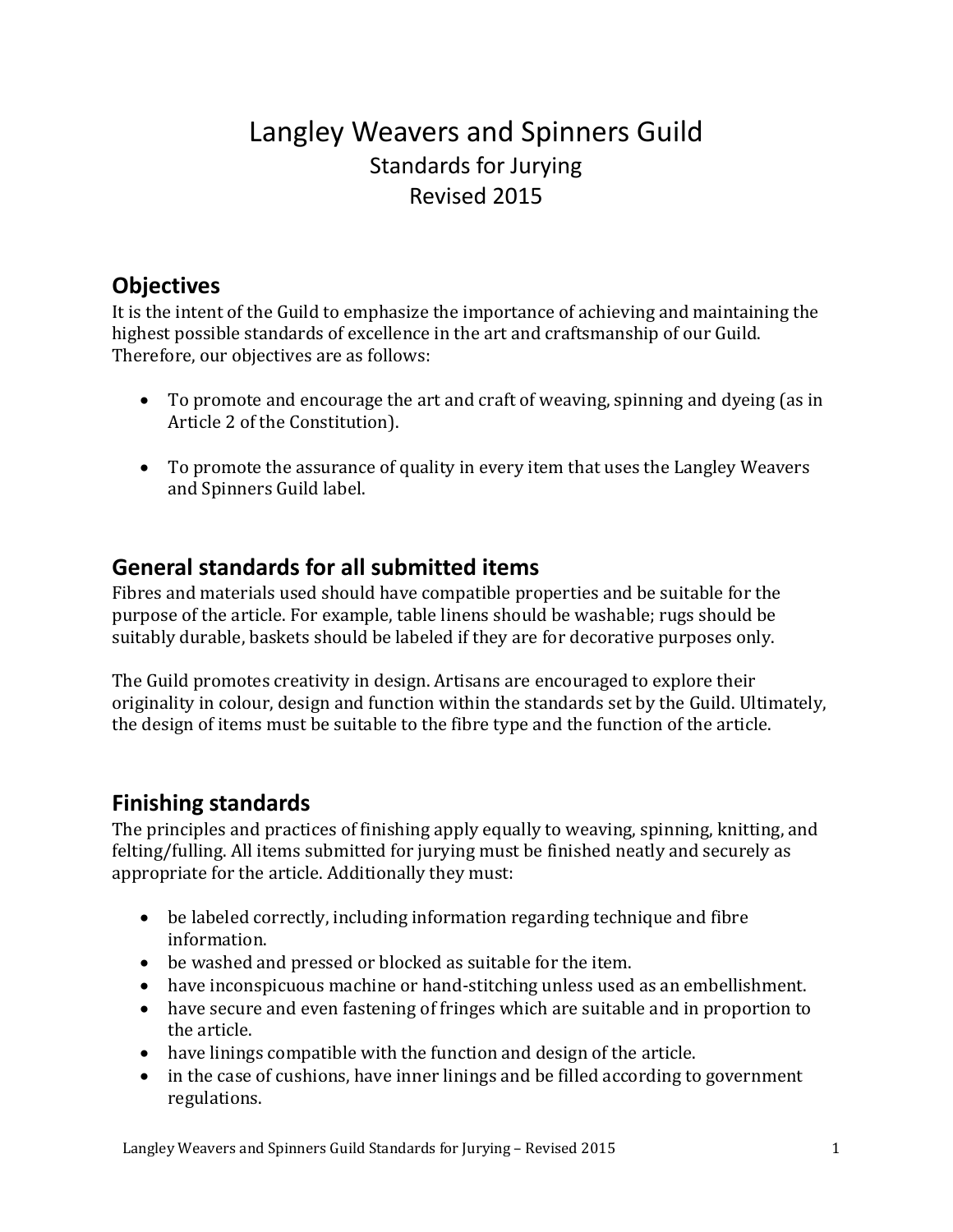# Langley Weavers and Spinners Guild

Standards for Jurying

Revised 2015

## Objectives

It is the intent of the Guild to emphasize the importance of achieving and maintaining the highest possible standards of excellence in the art and craftsmanship of our Guild. Therefore, our objectives are as follows:

- To promote and encourage the art and craft of weaving, spinning and dyeing (as in Article 2 of the Constitution).
- To promote the assurance of quality in every item that uses the Langley Weavers and Spinners Guild label.

## General standards for all submitted items

Fibres and materials used should have compatible properties and be suitable for the purpose of the article. For example, table linens should be washable; rugs should be suitably durable, baskets should be labeled if they are for decorative purposes only.

The Guild promotes creativity in design. Artisans are encouraged to explore their originality in colour, design and function within the standards set by the Guild. Ultimately, the design of items must be suitable to the fibre type and the function of the article.

## Finishing standards

The principles and practices of finishing apply equally to weaving, spinning, knitting, and felting/fulling. All items submitted for jurying must be finished neatly and securely as appropriate for the article. Additionally they must:

- be labeled correctly, including information regarding technique and fibre information.
- be washed and pressed or blocked as suitable for the item.
- have inconspicuous machine or hand-stitching unless used as an embellishment.
- have secure and even fastening of fringes which are suitable and in proportion to the article.
- have linings compatible with the function and design of the article.
- in the case of cushions, have inner linings and be filled according to government regulations.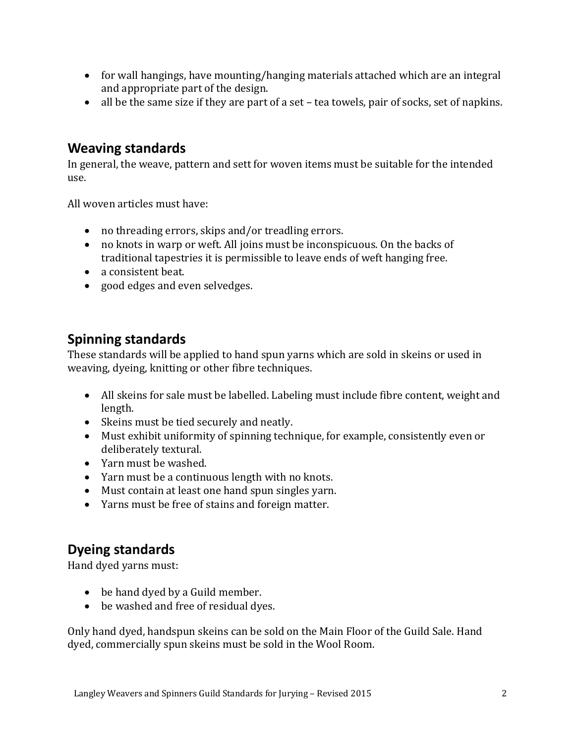- for wall hangings, have mounting/hanging materials attached which are an integral and appropriate part of the design.
- all be the same size if they are part of a set – tea towels, pair of socks, set of napkins.

## Weaving standards

In general, the weave, pattern and sett for woven items must be suitable for the intended use.

All woven articles must have:

- no threading errors, skips and/or treadling errors.
- no knots in warp or weft. All joins must be inconspicuous. On the backs of traditional tapestries it is permissible to leave ends of weft hanging free.
- a consistent beat.
- good edges and even selvedges.

## Spinning standards

These standards will be applied to hand spun yarns which are sold in skeins or used in weaving, dyeing, knitting or other fibre techniques.

- All skeins for sale must be labelled. Labeling must include fibre content, weight and length.
- Skeins must be tied securely and neatly.
- Must exhibit uniformity of spinning technique, for example, consistently even or deliberately textural.
- Yarn must be washed.
- Yarn must be a continuous length with no knots.
- Must contain at least one hand spun singles yarn.
- Yarns must be free of stains and foreign matter.

## Dyeing standards

Hand dyed yarns must:

- be hand dyed by a Guild member.
- be washed and free of residual dyes.

Only hand dyed, handspun skeins can be sold on the Main Floor of the Guild Sale. Hand dyed, commercially spun skeins must be sold in the Wool Room.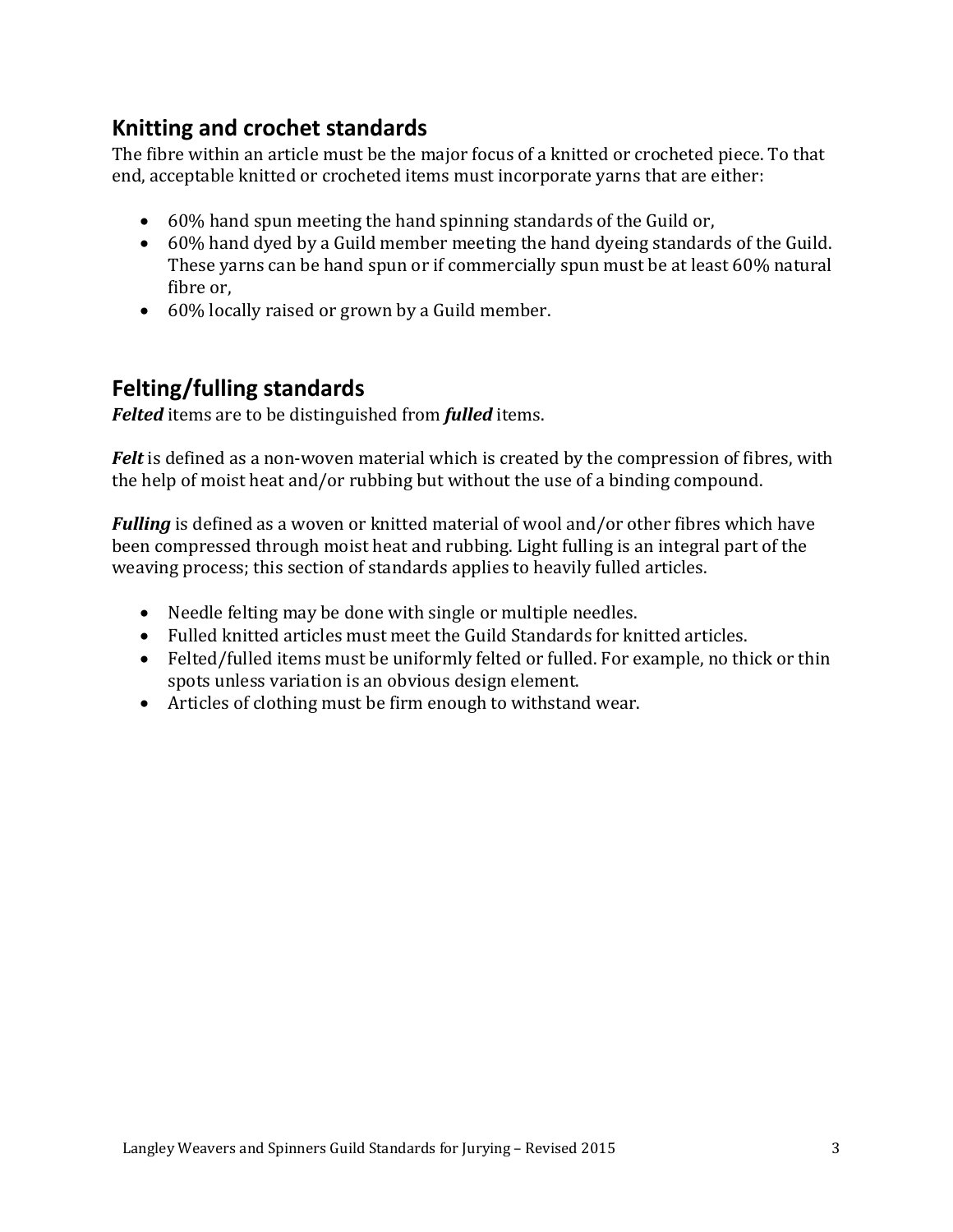## Knitting and crochet standards

The fibre within an article must be the major focus of a knitted or crocheted piece. To that end, acceptable knitted or crocheted items must incorporate yarns that are either:

- 60% hand spun meeting the hand spinning standards of the Guild or,
- 60% hand dyed by a Guild member meeting the hand dyeing standards of the Guild. These yarns can be hand spun or if commercially spun must be at least 60% natural fibre or,
- 60% locally raised or grown by a Guild member.

## Felting/fulling standards

***Felted*** items are to be distinguished from ***fulled*** items.

***Felt*** is defined as a non-woven material which is created by the compression of fibres, with the help of moist heat and/or rubbing but without the use of a binding compound.

***Fulling*** is defined as a woven or knitted material of wool and/or other fibres which have been compressed through moist heat and rubbing. Light fulling is an integral part of the weaving process; this section of standards applies to heavily fulled articles.

- Needle felting may be done with single or multiple needles.
- Fulled knitted articles must meet the Guild Standards for knitted articles.
- Felted/fulled items must be uniformly felted or fulled. For example, no thick or thin spots unless variation is an obvious design element.
- Articles of clothing must be firm enough to withstand wear.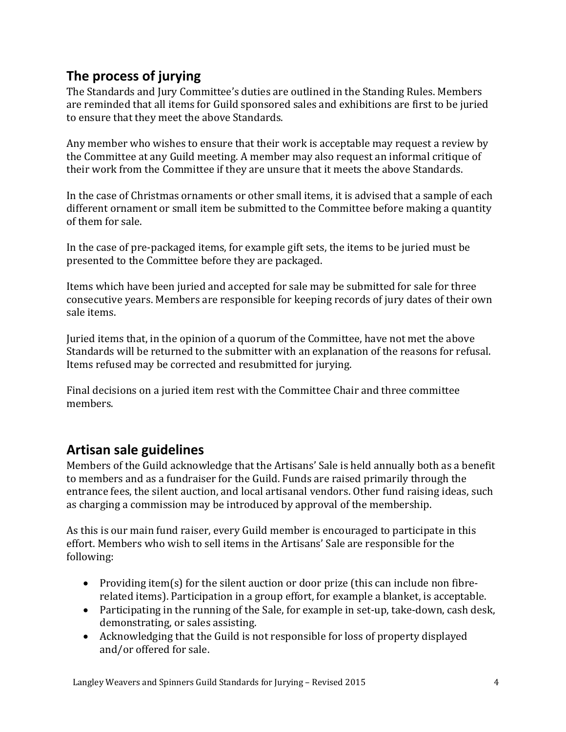## The process of jurying

The Standards and Jury Committee's duties are outlined in the Standing Rules. Members are reminded that all items for Guild sponsored sales and exhibitions are first to be juried to ensure that they meet the above Standards.

Any member who wishes to ensure that their work is acceptable may request a review by the Committee at any Guild meeting. A member may also request an informal critique of their work from the Committee if they are unsure that it meets the above Standards.

In the case of Christmas ornaments or other small items, it is advised that a sample of each different ornament or small item be submitted to the Committee before making a quantity of them for sale.

In the case of pre-packaged items, for example gift sets, the items to be juried must be presented to the Committee before they are packaged.

Items which have been juried and accepted for sale may be submitted for sale for three consecutive years. Members are responsible for keeping records of jury dates of their own sale items.

Juried items that, in the opinion of a quorum of the Committee, have not met the above Standards will be returned to the submitter with an explanation of the reasons for refusal. Items refused may be corrected and resubmitted for jurying.

Final decisions on a juried item rest with the Committee Chair and three committee members.

## Artisan sale guidelines

Members of the Guild acknowledge that the Artisans' Sale is held annually both as a benefit to members and as a fundraiser for the Guild. Funds are raised primarily through the entrance fees, the silent auction, and local artisanal vendors. Other fund raising ideas, such as charging a commission may be introduced by approval of the membership.

As this is our main fund raiser, every Guild member is encouraged to participate in this effort. Members who wish to sell items in the Artisans' Sale are responsible for the following:

- Providing item(s) for the silent auction or door prize (this can include non fibre-related items). Participation in a group effort, for example a blanket, is acceptable.
- Participating in the running of the Sale, for example in set-up, take-down, cash desk, demonstrating, or sales assisting.
- Acknowledging that the Guild is not responsible for loss of property displayed and/or offered for sale.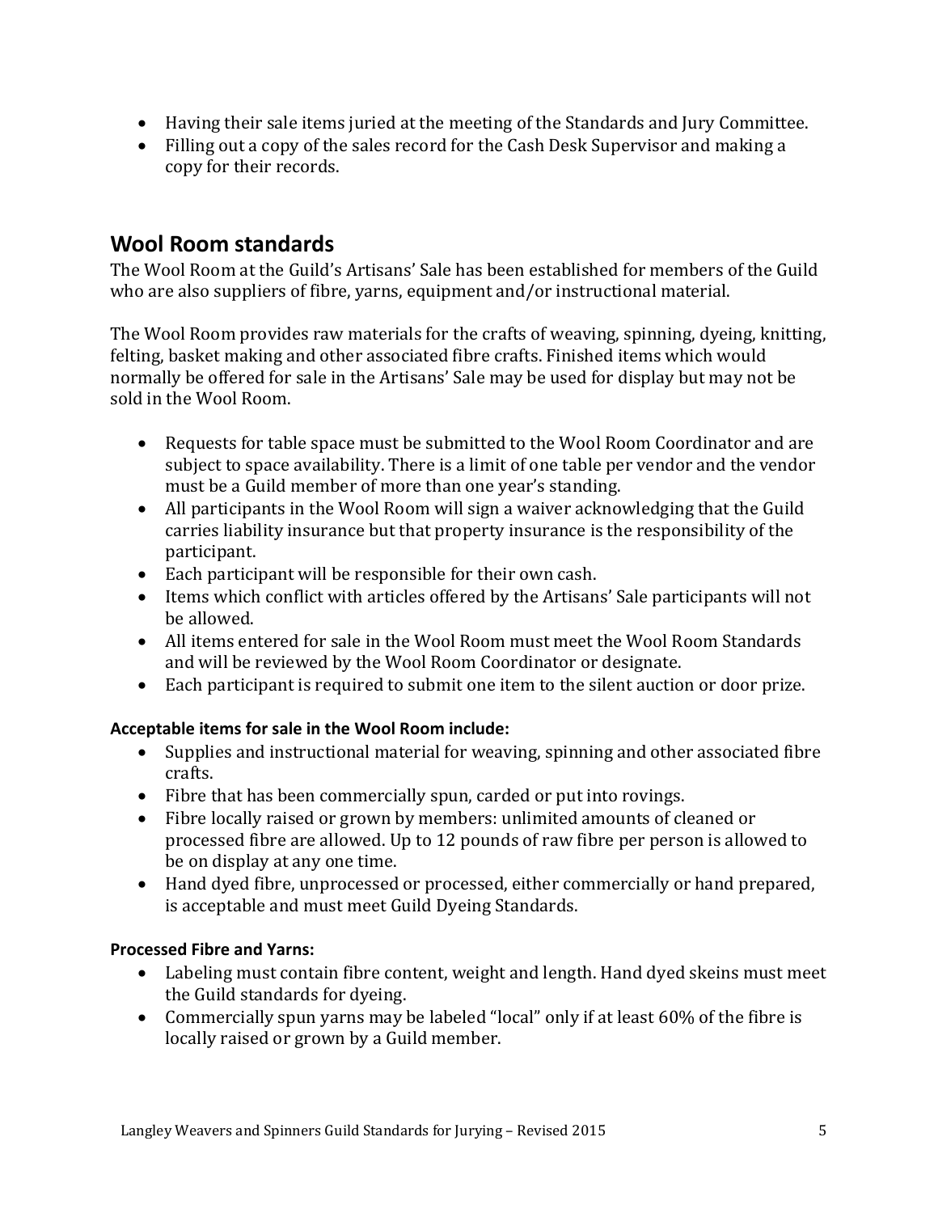- Having their sale items juried at the meeting of the Standards and Jury Committee.
- Filling out a copy of the sales record for the Cash Desk Supervisor and making a copy for their records.

## Wool Room standards

The Wool Room at the Guild's Artisans' Sale has been established for members of the Guild who are also suppliers of fibre, yarns, equipment and/or instructional material.

The Wool Room provides raw materials for the crafts of weaving, spinning, dyeing, knitting, felting, basket making and other associated fibre crafts. Finished items which would normally be offered for sale in the Artisans' Sale may be used for display but may not be sold in the Wool Room.

- Requests for table space must be submitted to the Wool Room Coordinator and are subject to space availability. There is a limit of one table per vendor and the vendor must be a Guild member of more than one year's standing.
- All participants in the Wool Room will sign a waiver acknowledging that the Guild carries liability insurance but that property insurance is the responsibility of the participant.
- Each participant will be responsible for their own cash.
- Items which conflict with articles offered by the Artisans' Sale participants will not be allowed.
- All items entered for sale in the Wool Room must meet the Wool Room Standards and will be reviewed by the Wool Room Coordinator or designate.
- Each participant is required to submit one item to the silent auction or door prize.

**Acceptable items for sale in the Wool Room include:**

- Supplies and instructional material for weaving, spinning and other associated fibre crafts.
- Fibre that has been commercially spun, carded or put into rovings.
- Fibre locally raised or grown by members: unlimited amounts of cleaned or processed fibre are allowed. Up to 12 pounds of raw fibre per person is allowed to be on display at any one time.
- Hand dyed fibre, unprocessed or processed, either commercially or hand prepared, is acceptable and must meet Guild Dyeing Standards.

**Processed Fibre and Yarns:**

- Labeling must contain fibre content, weight and length. Hand dyed skeins must meet the Guild standards for dyeing.
- Commercially spun yarns may be labeled "local" only if at least 60% of the fibre is locally raised or grown by a Guild member.